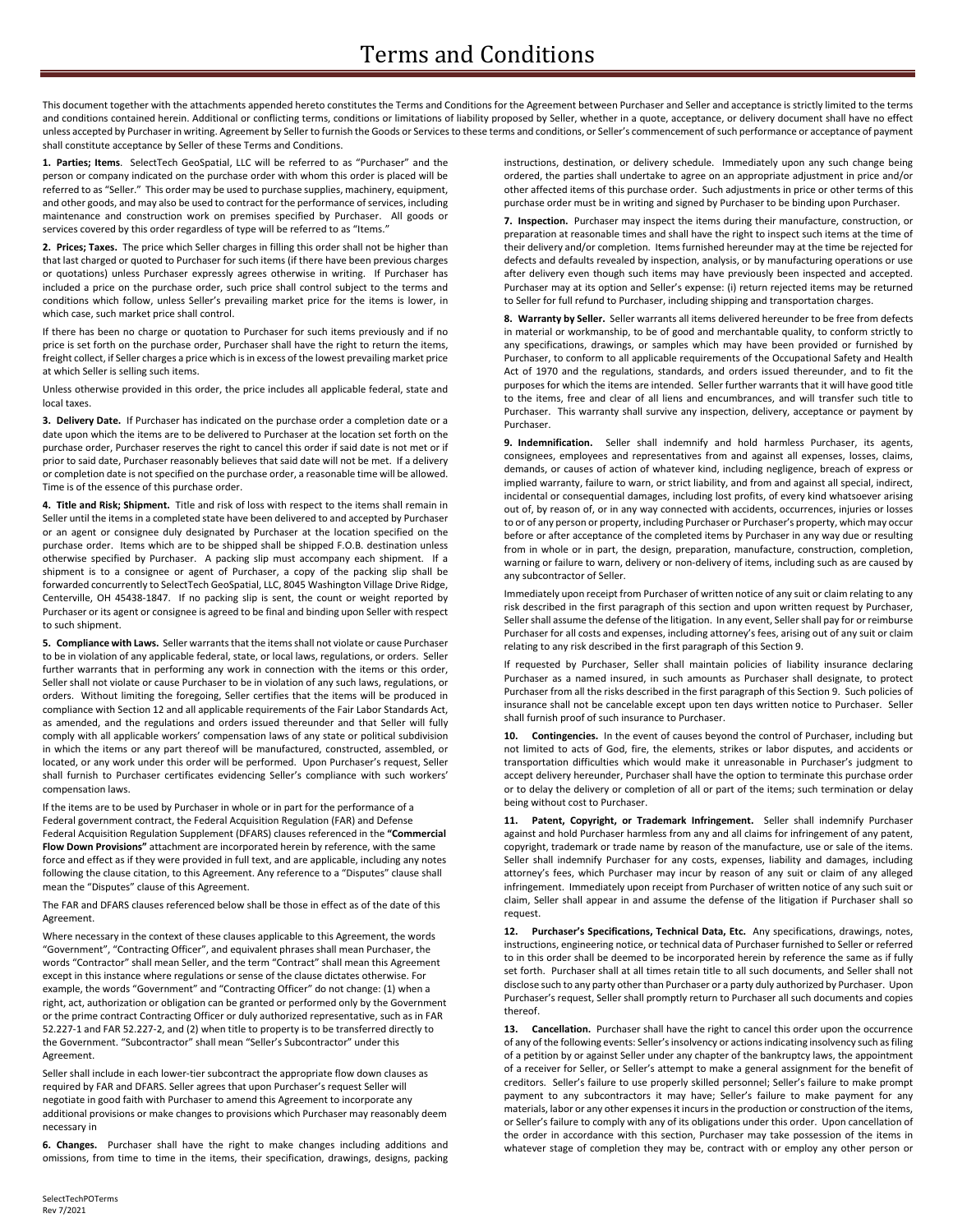# Terms and Conditions

This document together with the attachments appended hereto constitutes the Terms and Conditions for the Agreement between Purchaser and Seller and acceptance is strictly limited to the terms and conditions contained herein. Additional or conflicting terms, conditions or limitations of liability proposed by Seller, whether in a quote, acceptance, or delivery document shall have no effect unless accepted by Purchaser in writing. Agreement by Seller to furnish the Goods or Services to these terms and conditions, or Seller's commencement of such performance or acceptance of payment shall constitute acceptance by Seller of these Terms and Conditions.

**1. Parties; Items**. SelectTech GeoSpatial, LLC will be referred to as "Purchaser" and the person or company indicated on the purchase order with whom this order is placed will be referred to as "Seller." This order may be used to purchase supplies, machinery, equipment, and other goods, and may also be used to contract for the performance of services, including maintenance and construction work on premises specified by Purchaser. All goods or services covered by this order regardless of type will be referred to as "Items."

**2. Prices; Taxes.** The price which Seller charges in filling this order shall not be higher than that last charged or quoted to Purchaser for such items (if there have been previous charges or quotations) unless Purchaser expressly agrees otherwise in writing. If Purchaser has included a price on the purchase order, such price shall control subject to the terms and conditions which follow, unless Seller's prevailing market price for the items is lower, in which case, such market price shall control.

If there has been no charge or quotation to Purchaser for such items previously and if no price is set forth on the purchase order, Purchaser shall have the right to return the items, freight collect, if Seller charges a price which is in excess of the lowest prevailing market price at which Seller is selling such items.

Unless otherwise provided in this order, the price includes all applicable federal, state and local taxes.

**3. Delivery Date.** If Purchaser has indicated on the purchase order a completion date or a date upon which the items are to be delivered to Purchaser at the location set forth on the purchase order, Purchaser reserves the right to cancel this order if said date is not met or if prior to said date, Purchaser reasonably believes that said date will not be met. If a delivery or completion date is not specified on the purchase order, a reasonable time will be allowed. Time is of the essence of this purchase order.

**4. Title and Risk; Shipment.** Title and risk of loss with respect to the items shall remain in Seller until the items in a completed state have been delivered to and accepted by Purchaser or an agent or consignee duly designated by Purchaser at the location specified on the purchase order. Items which are to be shipped shall be shipped F.O.B. destination unless otherwise specified by Purchaser. A packing slip must accompany each shipment. If a shipment is to a consignee or agent of Purchaser, a copy of the packing slip shall be forwarded concurrently to SelectTech GeoSpatial, LLC, 8045 Washington Village Drive Ridge, Centerville, OH 45438-1847. If no packing slip is sent, the count or weight reported by Purchaser or its agent or consignee is agreed to be final and binding upon Seller with respect to such shipment.

**5. Compliance with Laws.** Seller warrants that the items shall not violate or cause Purchaser to be in violation of any applicable federal, state, or local laws, regulations, or orders. Seller further warrants that in performing any work in connection with the items or this order, Seller shall not violate or cause Purchaser to be in violation of any such laws, regulations, or orders. Without limiting the foregoing, Seller certifies that the items will be produced in compliance with Section 12 and all applicable requirements of the Fair Labor Standards Act, as amended, and the regulations and orders issued thereunder and that Seller will fully comply with all applicable workers' compensation laws of any state or political subdivision in which the items or any part thereof will be manufactured, constructed, assembled, or located, or any work under this order will be performed. Upon Purchaser's request, Seller shall furnish to Purchaser certificates evidencing Seller's compliance with such workers' compensation laws.

If the items are to be used by Purchaser in whole or in part for the performance of a Federal government contract, the Federal Acquisition Regulation (FAR) and Defense Federal Acquisition Regulation Supplement (DFARS) clauses referenced in the **"Commercial Flow Down Provisions"** attachment are incorporated herein by reference, with the same force and effect as if they were provided in full text, and are applicable, including any notes following the clause citation, to this Agreement. Any reference to a "Disputes" clause shall mean the "Disputes" clause of this Agreement.

The FAR and DFARS clauses referenced below shall be those in effect as of the date of this Agreement.

Where necessary in the context of these clauses applicable to this Agreement, the words "Government", "Contracting Officer", and equivalent phrases shall mean Purchaser, the words "Contractor" shall mean Seller, and the term "Contract" shall mean this Agreement except in this instance where regulations or sense of the clause dictates otherwise. For example, the words "Government" and "Contracting Officer" do not change: (1) when a right, act, authorization or obligation can be granted or performed only by the Government or the prime contract Contracting Officer or duly authorized representative, such as in FAR 52.227-1 and FAR 52.227-2, and (2) when title to property is to be transferred directly to the Government. "Subcontractor" shall mean "Seller's Subcontractor" under this Agreement.

Seller shall include in each lower-tier subcontract the appropriate flow down clauses as required by FAR and DFARS. Seller agrees that upon Purchaser's request Seller will negotiate in good faith with Purchaser to amend this Agreement to incorporate any additional provisions or make changes to provisions which Purchaser may reasonably deem necessary in

**6. Changes.** Purchaser shall have the right to make changes including additions and omissions, from time to time in the items, their specification, drawings, designs, packing instructions, destination, or delivery schedule. Immediately upon any such change being ordered, the parties shall undertake to agree on an appropriate adjustment in price and/or other affected items of this purchase order. Such adjustments in price or other terms of this purchase order must be in writing and signed by Purchaser to be binding upon Purchaser.

**7. Inspection.** Purchaser may inspect the items during their manufacture, construction, or preparation at reasonable times and shall have the right to inspect such items at the time of their delivery and/or completion. Items furnished hereunder may at the time be rejected for defects and defaults revealed by inspection, analysis, or by manufacturing operations or use after delivery even though such items may have previously been inspected and accepted. Purchaser may at its option and Seller's expense: (i) return rejected items may be returned to Seller for full refund to Purchaser, including shipping and transportation charges.

**8. Warranty by Seller.** Seller warrants all items delivered hereunder to be free from defects in material or workmanship, to be of good and merchantable quality, to conform strictly to any specifications, drawings, or samples which may have been provided or furnished by Purchaser, to conform to all applicable requirements of the Occupational Safety and Health Act of 1970 and the regulations, standards, and orders issued thereunder, and to fit the purposes for which the items are intended. Seller further warrants that it will have good title to the items, free and clear of all liens and encumbrances, and will transfer such title to Purchaser. This warranty shall survive any inspection, delivery, acceptance or payment by Purchaser.

**9. Indemnification.** Seller shall indemnify and hold harmless Purchaser, its agents, consignees, employees and representatives from and against all expenses, losses, claims, demands, or causes of action of whatever kind, including negligence, breach of express or implied warranty, failure to warn, or strict liability, and from and against all special, indirect, incidental or consequential damages, including lost profits, of every kind whatsoever arising out of, by reason of, or in any way connected with accidents, occurrences, injuries or losses to or of any person or property, including Purchaser or Purchaser's property, which may occur before or after acceptance of the completed items by Purchaser in any way due or resulting from in whole or in part, the design, preparation, manufacture, construction, completion, warning or failure to warn, delivery or non-delivery of items, including such as are caused by any subcontractor of Seller.

Immediately upon receipt from Purchaser of written notice of any suit or claim relating to any risk described in the first paragraph of this section and upon written request by Purchaser, Seller shall assume the defense of the litigation. In any event, Seller shall pay for or reimburse Purchaser for all costs and expenses, including attorney's fees, arising out of any suit or claim relating to any risk described in the first paragraph of this Section 9.

If requested by Purchaser, Seller shall maintain policies of liability insurance declaring Purchaser as a named insured, in such amounts as Purchaser shall designate, to protect Purchaser from all the risks described in the first paragraph of this Section 9. Such policies of insurance shall not be cancelable except upon ten days written notice to Purchaser. Seller shall furnish proof of such insurance to Purchaser.

**10. Contingencies.** In the event of causes beyond the control of Purchaser, including but not limited to acts of God, fire, the elements, strikes or labor disputes, and accidents or transportation difficulties which would make it unreasonable in Purchaser's judgment to accept delivery hereunder, Purchaser shall have the option to terminate this purchase order or to delay the delivery or completion of all or part of the items; such termination or delay being without cost to Purchaser.

**11. Patent, Copyright, or Trademark Infringement.** Seller shall indemnify Purchaser against and hold Purchaser harmless from any and all claims for infringement of any patent, copyright, trademark or trade name by reason of the manufacture, use or sale of the items. Seller shall indemnify Purchaser for any costs, expenses, liability and damages, including attorney's fees, which Purchaser may incur by reason of any suit or claim of any alleged infringement. Immediately upon receipt from Purchaser of written notice of any such suit or claim, Seller shall appear in and assume the defense of the litigation if Purchaser shall so request.

**12. Purchaser's Specifications, Technical Data, Etc.** Any specifications, drawings, notes, instructions, engineering notice, or technical data of Purchaser furnished to Seller or referred to in this order shall be deemed to be incorporated herein by reference the same as if fully set forth. Purchaser shall at all times retain title to all such documents, and Seller shall not disclose such to any party other than Purchaser or a party duly authorized by Purchaser. Upon Purchaser's request, Seller shall promptly return to Purchaser all such documents and copies thereof.

**13. Cancellation.** Purchaser shall have the right to cancel this order upon the occurrence of any of the following events: Seller's insolvency or actions indicating insolvency such as filing of a petition by or against Seller under any chapter of the bankruptcy laws, the appointment of a receiver for Seller, or Seller's attempt to make a general assignment for the benefit of creditors. Seller's failure to use properly skilled personnel; Seller's failure to make prompt payment to any subcontractors it may have; Seller's failure to make payment for any materials, labor or any other expenses it incurs in the production or construction of the items, or Seller's failure to comply with any of its obligations under this order. Upon cancellation of the order in accordance with this section, Purchaser may take possession of the items in whatever stage of completion they may be, contract with or employ any other person or

SelectTechPOTerms
Rev 7/2021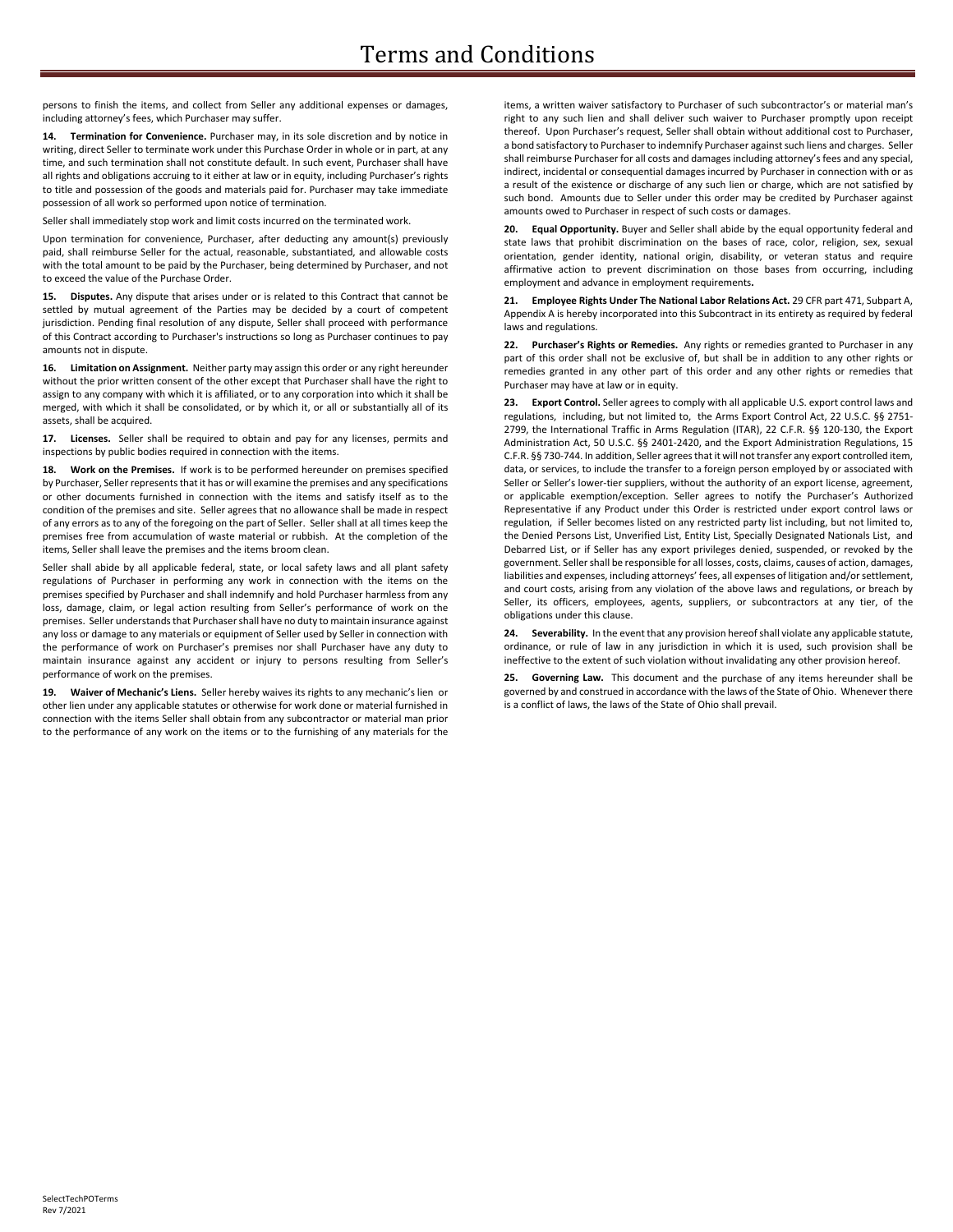# Terms and Conditions

persons to finish the items, and collect from Seller any additional expenses or damages, including attorney's fees, which Purchaser may suffer.

**14. Termination for Convenience.** Purchaser may, in its sole discretion and by notice in writing, direct Seller to terminate work under this Purchase Order in whole or in part, at any time, and such termination shall not constitute default. In such event, Purchaser shall have all rights and obligations accruing to it either at law or in equity, including Purchaser's rights to title and possession of the goods and materials paid for. Purchaser may take immediate possession of all work so performed upon notice of termination.

Seller shall immediately stop work and limit costs incurred on the terminated work.

Upon termination for convenience, Purchaser, after deducting any amount(s) previously paid, shall reimburse Seller for the actual, reasonable, substantiated, and allowable costs with the total amount to be paid by the Purchaser, being determined by Purchaser, and not to exceed the value of the Purchase Order.

**15. Disputes.** Any dispute that arises under or is related to this Contract that cannot be settled by mutual agreement of the Parties may be decided by a court of competent jurisdiction. Pending final resolution of any dispute, Seller shall proceed with performance of this Contract according to Purchaser's instructions so long as Purchaser continues to pay amounts not in dispute.

**16. Limitation on Assignment.** Neither party may assign this order or any right hereunder without the prior written consent of the other except that Purchaser shall have the right to assign to any company with which it is affiliated, or to any corporation into which it shall be merged, with which it shall be consolidated, or by which it, or all or substantially all of its assets, shall be acquired.

**17. Licenses.** Seller shall be required to obtain and pay for any licenses, permits and inspections by public bodies required in connection with the items.

**18. Work on the Premises.** If work is to be performed hereunder on premises specified by Purchaser, Seller represents that it has or will examine the premises and any specifications or other documents furnished in connection with the items and satisfy itself as to the condition of the premises and site. Seller agrees that no allowance shall be made in respect of any errors as to any of the foregoing on the part of Seller. Seller shall at all times keep the premises free from accumulation of waste material or rubbish. At the completion of the items, Seller shall leave the premises and the items broom clean.

Seller shall abide by all applicable federal, state, or local safety laws and all plant safety regulations of Purchaser in performing any work in connection with the items on the premises specified by Purchaser and shall indemnify and hold Purchaser harmless from any loss, damage, claim, or legal action resulting from Seller's performance of work on the premises. Seller understands that Purchaser shall have no duty to maintain insurance against any loss or damage to any materials or equipment of Seller used by Seller in connection with the performance of work on Purchaser's premises nor shall Purchaser have any duty to maintain insurance against any accident or injury to persons resulting from Seller's performance of work on the premises.

**19. Waiver of Mechanic's Liens.** Seller hereby waives its rights to any mechanic's lien or other lien under any applicable statutes or otherwise for work done or material furnished in connection with the items Seller shall obtain from any subcontractor or material man prior to the performance of any work on the items or to the furnishing of any materials for the items, a written waiver satisfactory to Purchaser of such subcontractor's or material man's right to any such lien and shall deliver such waiver to Purchaser promptly upon receipt thereof. Upon Purchaser's request, Seller shall obtain without additional cost to Purchaser, a bond satisfactory to Purchaser to indemnify Purchaser against such liens and charges. Seller shall reimburse Purchaser for all costs and damages including attorney's fees and any special, indirect, incidental or consequential damages incurred by Purchaser in connection with or as a result of the existence or discharge of any such lien or charge, which are not satisfied by such bond. Amounts due to Seller under this order may be credited by Purchaser against amounts owed to Purchaser in respect of such costs or damages.

**20. Equal Opportunity.** Buyer and Seller shall abide by the equal opportunity federal and state laws that prohibit discrimination on the bases of race, color, religion, sex, sexual orientation, gender identity, national origin, disability, or veteran status and require affirmative action to prevent discrimination on those bases from occurring, including employment and advance in employment requirements**.**

**21. Employee Rights Under The National Labor Relations Act.** 29 CFR part 471, Subpart A, Appendix A is hereby incorporated into this Subcontract in its entirety as required by federal laws and regulations.

**22. Purchaser's Rights or Remedies.** Any rights or remedies granted to Purchaser in any part of this order shall not be exclusive of, but shall be in addition to any other rights or remedies granted in any other part of this order and any other rights or remedies that Purchaser may have at law or in equity.

**23. Export Control.** Seller agrees to comply with all applicable U.S. export control laws and regulations, including, but not limited to, the Arms Export Control Act, 22 U.S.C. §§ 2751-2799, the International Traffic in Arms Regulation (ITAR), 22 C.F.R. §§ 120-130, the Export Administration Act, 50 U.S.C. §§ 2401-2420, and the Export Administration Regulations, 15 C.F.R. §§ 730-744. In addition, Seller agrees that it will not transfer any export controlled item, data, or services, to include the transfer to a foreign person employed by or associated with Seller or Seller's lower-tier suppliers, without the authority of an export license, agreement, or applicable exemption/exception. Seller agrees to notify the Purchaser's Authorized Representative if any Product under this Order is restricted under export control laws or regulation, if Seller becomes listed on any restricted party list including, but not limited to, the Denied Persons List, Unverified List, Entity List, Specially Designated Nationals List, and Debarred List, or if Seller has any export privileges denied, suspended, or revoked by the government. Seller shall be responsible for all losses, costs, claims, causes of action, damages, liabilities and expenses, including attorneys' fees, all expenses of litigation and/or settlement, and court costs, arising from any violation of the above laws and regulations, or breach by Seller, its officers, employees, agents, suppliers, or subcontractors at any tier, of the obligations under this clause.

**24. Severability.** In the event that any provision hereof shall violate any applicable statute, ordinance, or rule of law in any jurisdiction in which it is used, such provision shall be ineffective to the extent of such violation without invalidating any other provision hereof.

**25. Governing Law.** This document and the purchase of any items hereunder shall be governed by and construed in accordance with the laws of the State of Ohio. Whenever there is a conflict of laws, the laws of the State of Ohio shall prevail.

SelectTechPOTerms
Rev 7/2021